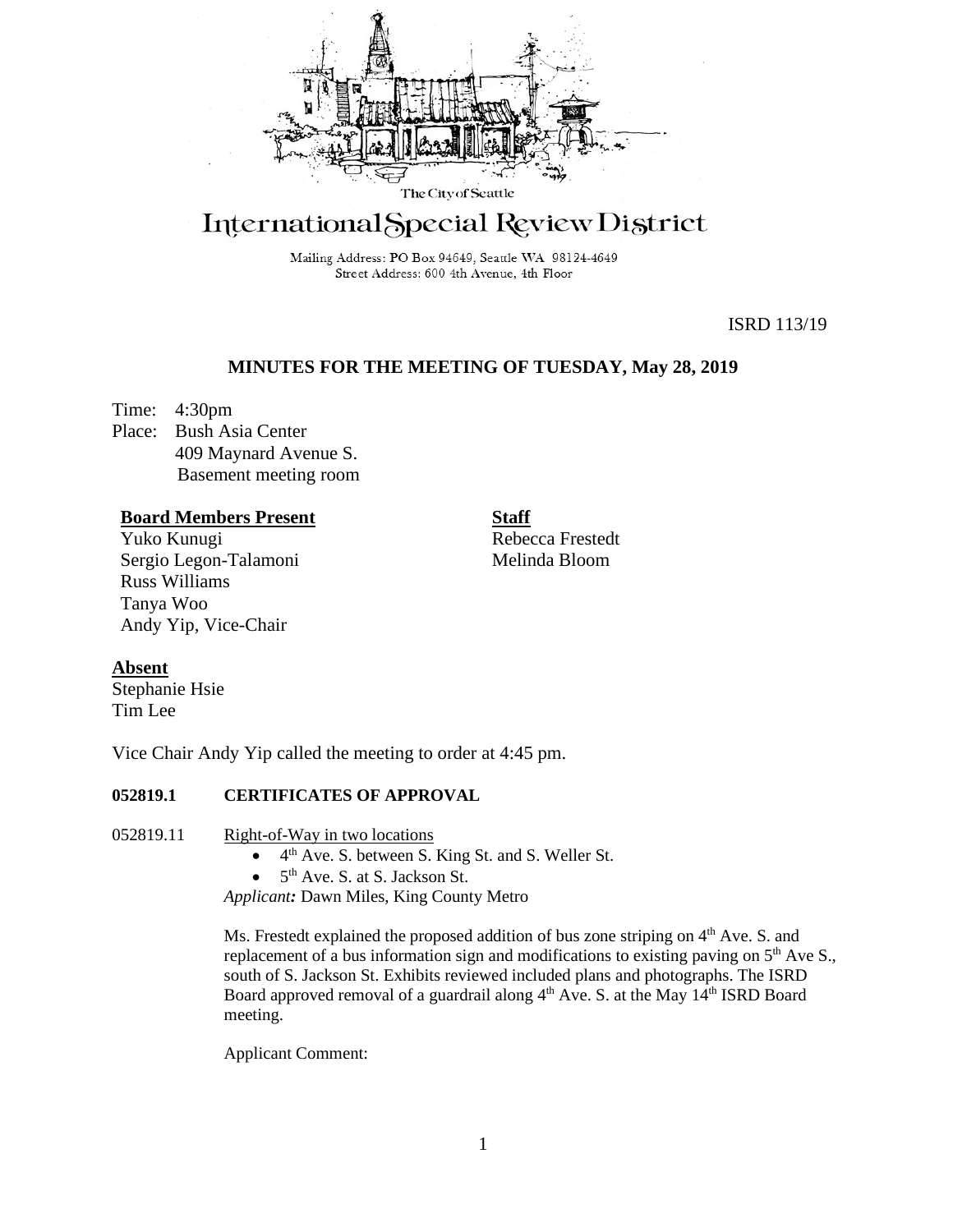The City of Seattle

# International Special Review District

Mailing Address: PO Box 94649, Seattle WA 98124-4649
Street Address: 600 4th Avenue, 4th Floor

ISRD 113/19

## MINUTES FOR THE MEETING OF TUESDAY, May 28, 2019

Time: 4:30pm
Place: Bush Asia Center
409 Maynard Avenue S.
Basement meeting room

**Board Members Present**
Yuko Kunugi
Sergio Legon-Talamoni
Russ Williams
Tanya Woo
Andy Yip, Vice-Chair

**Staff**
Rebecca Frestedt
Melinda Bloom

**Absent**
Stephanie Hsie
Tim Lee

Vice Chair Andy Yip called the meeting to order at 4:45 pm.

### 052819.1 CERTIFICATES OF APPROVAL

052819.11 Right-of-Way in two locations

- 4th Ave. S. between S. King St. and S. Weller St.
- 5th Ave. S. at S. Jackson St.

*Applicant:* Dawn Miles, King County Metro

Ms. Frestedt explained the proposed addition of bus zone striping on 4th Ave. S. and replacement of a bus information sign and modifications to existing paving on 5th Ave S., south of S. Jackson St. Exhibits reviewed included plans and photographs. The ISRD Board approved removal of a guardrail along 4th Ave. S. at the May 14th ISRD Board meeting.

Applicant Comment: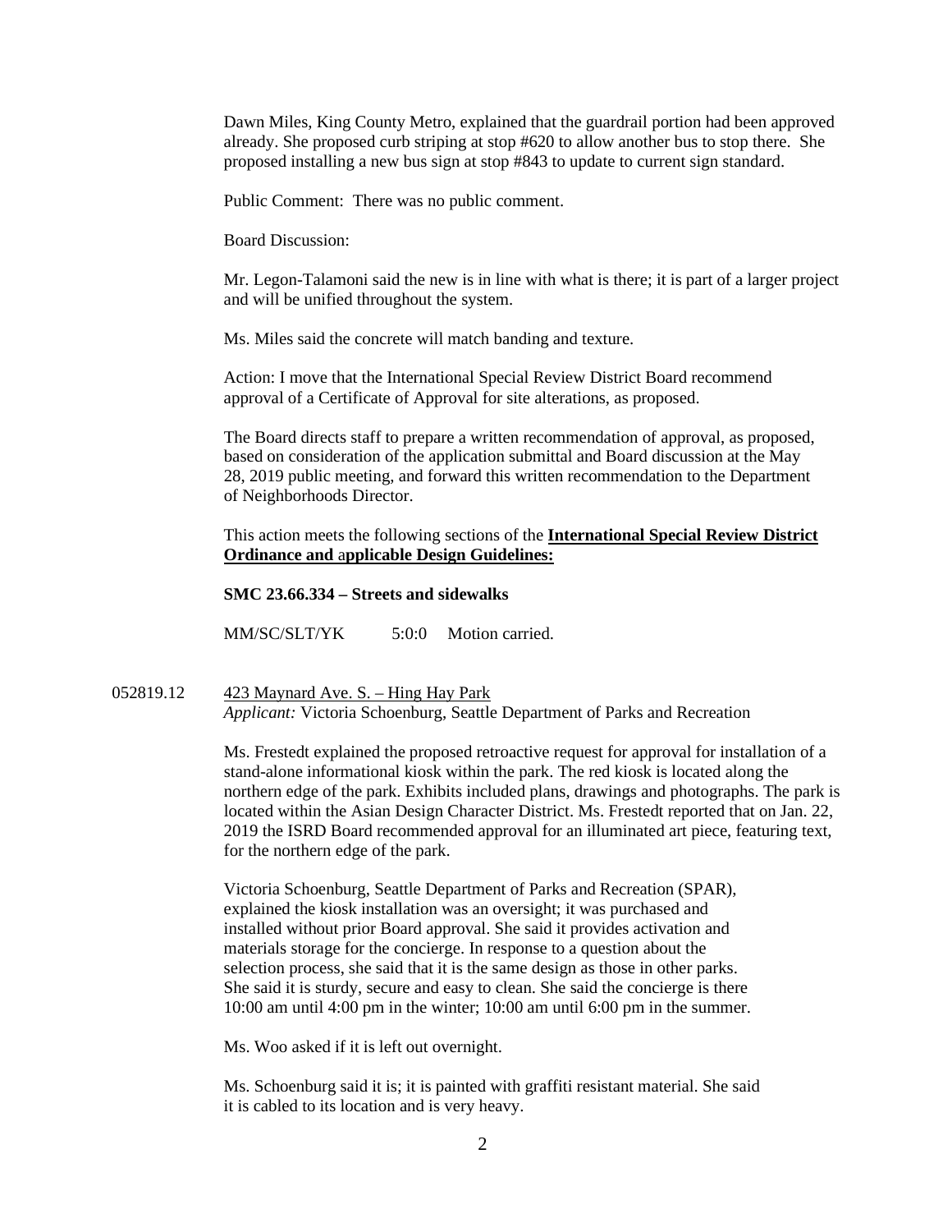Dawn Miles, King County Metro, explained that the guardrail portion had been approved already. She proposed curb striping at stop #620 to allow another bus to stop there. She proposed installing a new bus sign at stop #843 to update to current sign standard.

Public Comment: There was no public comment.

Board Discussion:

Mr. Legon-Talamoni said the new is in line with what is there; it is part of a larger project and will be unified throughout the system.

Ms. Miles said the concrete will match banding and texture.

Action: I move that the International Special Review District Board recommend approval of a Certificate of Approval for site alterations, as proposed.

The Board directs staff to prepare a written recommendation of approval, as proposed, based on consideration of the application submittal and Board discussion at the May 28, 2019 public meeting, and forward this written recommendation to the Department of Neighborhoods Director.

This action meets the following sections of the **International Special Review District Ordinance and applicable Design Guidelines:**

**SMC 23.66.334 – Streets and sidewalks**

MM/SC/SLT/YK 5:0:0 Motion carried.

052819.12 423 Maynard Ave. S. – Hing Hay Park
*Applicant:* Victoria Schoenburg, Seattle Department of Parks and Recreation

Ms. Frestedt explained the proposed retroactive request for approval for installation of a stand-alone informational kiosk within the park. The red kiosk is located along the northern edge of the park. Exhibits included plans, drawings and photographs. The park is located within the Asian Design Character District. Ms. Frestedt reported that on Jan. 22, 2019 the ISRD Board recommended approval for an illuminated art piece, featuring text, for the northern edge of the park.

Victoria Schoenburg, Seattle Department of Parks and Recreation (SPAR), explained the kiosk installation was an oversight; it was purchased and installed without prior Board approval. She said it provides activation and materials storage for the concierge. In response to a question about the selection process, she said that it is the same design as those in other parks. She said it is sturdy, secure and easy to clean. She said the concierge is there 10:00 am until 4:00 pm in the winter; 10:00 am until 6:00 pm in the summer.

Ms. Woo asked if it is left out overnight.

Ms. Schoenburg said it is; it is painted with graffiti resistant material. She said it is cabled to its location and is very heavy.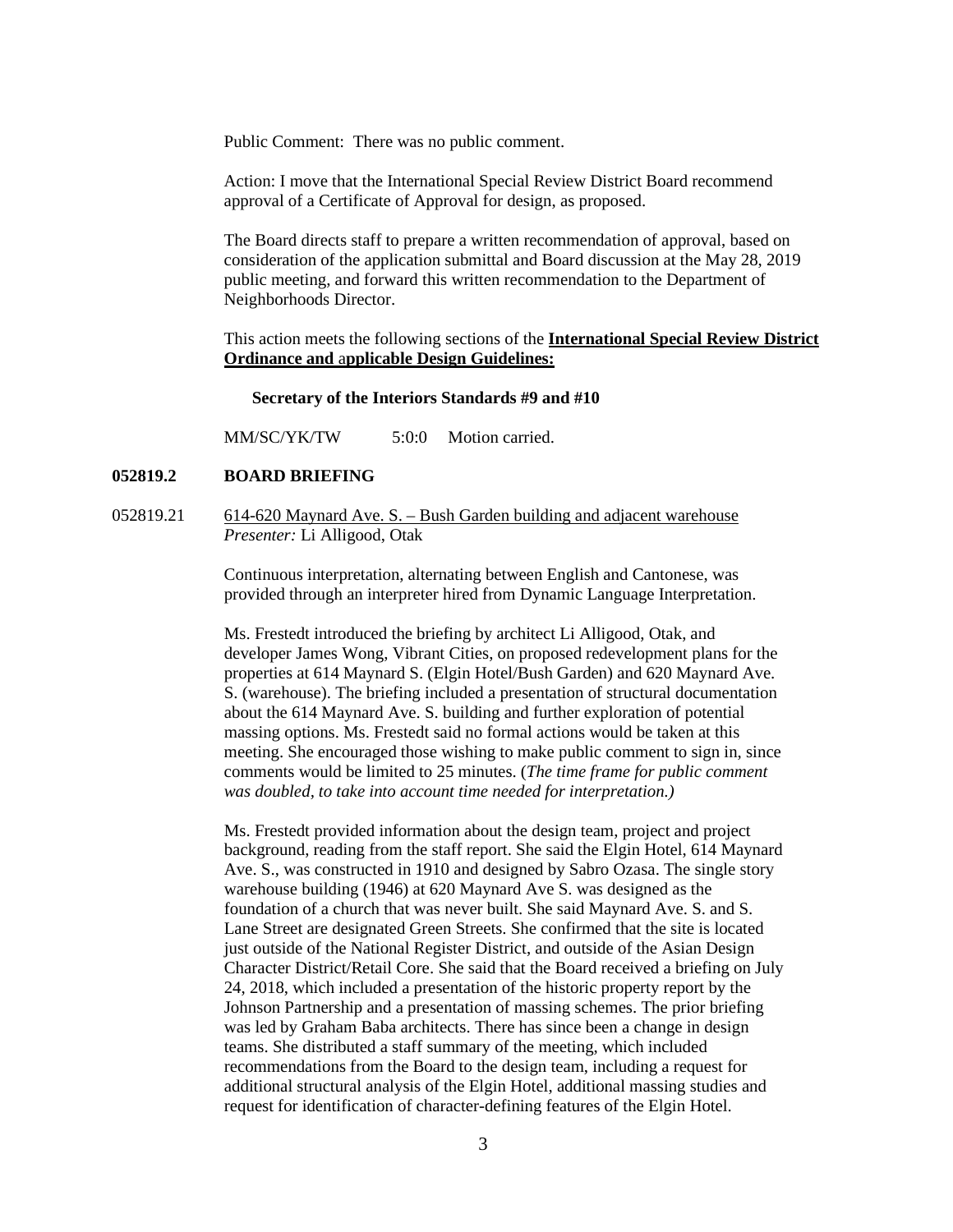Public Comment: There was no public comment.

Action: I move that the International Special Review District Board recommend approval of a Certificate of Approval for design, as proposed.

The Board directs staff to prepare a written recommendation of approval, based on consideration of the application submittal and Board discussion at the May 28, 2019 public meeting, and forward this written recommendation to the Department of Neighborhoods Director.

This action meets the following sections of the **International Special Review District Ordinance and applicable Design Guidelines:**

**Secretary of the Interiors Standards #9 and #10**

MM/SC/YK/TW 5:0:0 Motion carried.

**052819.2 BOARD BRIEFING**

052819.21 614-620 Maynard Ave. S. – Bush Garden building and adjacent warehouse
*Presenter:* Li Alligood, Otak

Continuous interpretation, alternating between English and Cantonese, was provided through an interpreter hired from Dynamic Language Interpretation.

Ms. Frestedt introduced the briefing by architect Li Alligood, Otak, and developer James Wong, Vibrant Cities, on proposed redevelopment plans for the properties at 614 Maynard S. (Elgin Hotel/Bush Garden) and 620 Maynard Ave. S. (warehouse). The briefing included a presentation of structural documentation about the 614 Maynard Ave. S. building and further exploration of potential massing options. Ms. Frestedt said no formal actions would be taken at this meeting. She encouraged those wishing to make public comment to sign in, since comments would be limited to 25 minutes. (*The time frame for public comment was doubled, to take into account time needed for interpretation.)*

Ms. Frestedt provided information about the design team, project and project background, reading from the staff report. She said the Elgin Hotel, 614 Maynard Ave. S., was constructed in 1910 and designed by Sabro Ozasa. The single story warehouse building (1946) at 620 Maynard Ave S. was designed as the foundation of a church that was never built. She said Maynard Ave. S. and S. Lane Street are designated Green Streets. She confirmed that the site is located just outside of the National Register District, and outside of the Asian Design Character District/Retail Core. She said that the Board received a briefing on July 24, 2018, which included a presentation of the historic property report by the Johnson Partnership and a presentation of massing schemes. The prior briefing was led by Graham Baba architects. There has since been a change in design teams. She distributed a staff summary of the meeting, which included recommendations from the Board to the design team, including a request for additional structural analysis of the Elgin Hotel, additional massing studies and request for identification of character-defining features of the Elgin Hotel.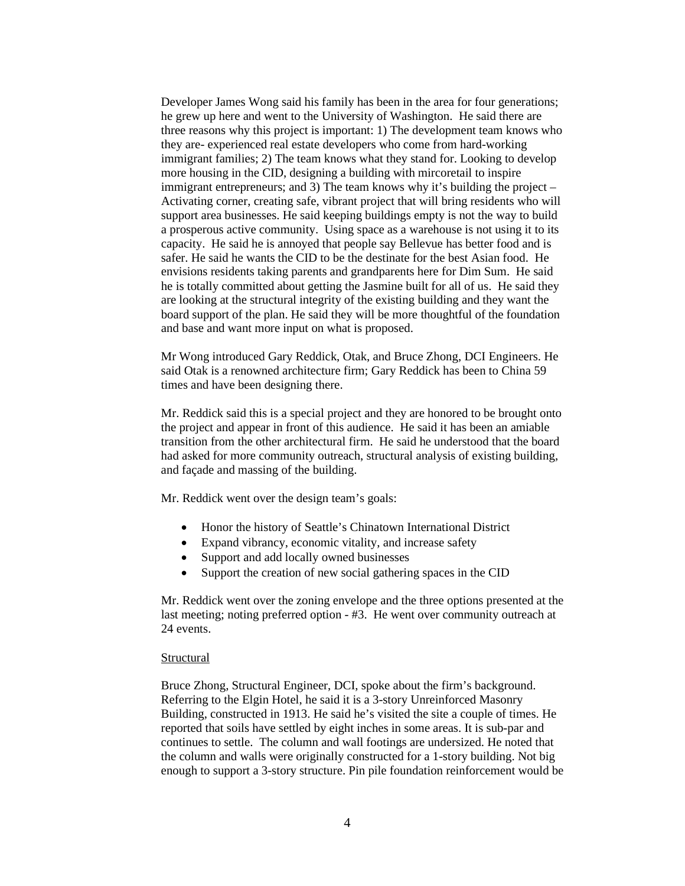Developer James Wong said his family has been in the area for four generations; he grew up here and went to the University of Washington. He said there are three reasons why this project is important: 1) The development team knows who they are- experienced real estate developers who come from hard-working immigrant families; 2) The team knows what they stand for. Looking to develop more housing in the CID, designing a building with mircoretail to inspire immigrant entrepreneurs; and 3) The team knows why it's building the project – Activating corner, creating safe, vibrant project that will bring residents who will support area businesses. He said keeping buildings empty is not the way to build a prosperous active community. Using space as a warehouse is not using it to its capacity. He said he is annoyed that people say Bellevue has better food and is safer. He said he wants the CID to be the destinate for the best Asian food. He envisions residents taking parents and grandparents here for Dim Sum. He said he is totally committed about getting the Jasmine built for all of us. He said they are looking at the structural integrity of the existing building and they want the board support of the plan. He said they will be more thoughtful of the foundation and base and want more input on what is proposed.

Mr Wong introduced Gary Reddick, Otak, and Bruce Zhong, DCI Engineers. He said Otak is a renowned architecture firm; Gary Reddick has been to China 59 times and have been designing there.

Mr. Reddick said this is a special project and they are honored to be brought onto the project and appear in front of this audience. He said it has been an amiable transition from the other architectural firm. He said he understood that the board had asked for more community outreach, structural analysis of existing building, and façade and massing of the building.

Mr. Reddick went over the design team's goals:

- Honor the history of Seattle's Chinatown International District
- Expand vibrancy, economic vitality, and increase safety
- Support and add locally owned businesses
- Support the creation of new social gathering spaces in the CID

Mr. Reddick went over the zoning envelope and the three options presented at the last meeting; noting preferred option - #3. He went over community outreach at 24 events.

<u>Structural</u>

Bruce Zhong, Structural Engineer, DCI, spoke about the firm's background. Referring to the Elgin Hotel, he said it is a 3-story Unreinforced Masonry Building, constructed in 1913. He said he's visited the site a couple of times. He reported that soils have settled by eight inches in some areas. It is sub-par and continues to settle. The column and wall footings are undersized. He noted that the column and walls were originally constructed for a 1-story building. Not big enough to support a 3-story structure. Pin pile foundation reinforcement would be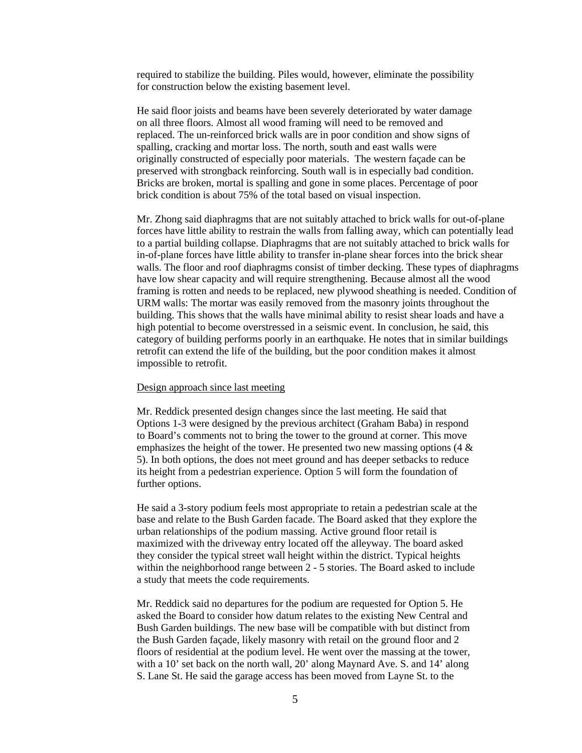required to stabilize the building. Piles would, however, eliminate the possibility for construction below the existing basement level.

He said floor joists and beams have been severely deteriorated by water damage on all three floors. Almost all wood framing will need to be removed and replaced. The un-reinforced brick walls are in poor condition and show signs of spalling, cracking and mortar loss. The north, south and east walls were originally constructed of especially poor materials. The western façade can be preserved with strongback reinforcing. South wall is in especially bad condition. Bricks are broken, mortal is spalling and gone in some places. Percentage of poor brick condition is about 75% of the total based on visual inspection.

Mr. Zhong said diaphragms that are not suitably attached to brick walls for out-of-plane forces have little ability to restrain the walls from falling away, which can potentially lead to a partial building collapse. Diaphragms that are not suitably attached to brick walls for in-of-plane forces have little ability to transfer in-plane shear forces into the brick shear walls. The floor and roof diaphragms consist of timber decking. These types of diaphragms have low shear capacity and will require strengthening. Because almost all the wood framing is rotten and needs to be replaced, new plywood sheathing is needed. Condition of URM walls: The mortar was easily removed from the masonry joints throughout the building. This shows that the walls have minimal ability to resist shear loads and have a high potential to become overstressed in a seismic event. In conclusion, he said, this category of building performs poorly in an earthquake. He notes that in similar buildings retrofit can extend the life of the building, but the poor condition makes it almost impossible to retrofit.

<u>Design approach since last meeting</u>

Mr. Reddick presented design changes since the last meeting. He said that Options 1-3 were designed by the previous architect (Graham Baba) in respond to Board's comments not to bring the tower to the ground at corner. This move emphasizes the height of the tower. He presented two new massing options (4 & 5). In both options, the does not meet ground and has deeper setbacks to reduce its height from a pedestrian experience. Option 5 will form the foundation of further options.

He said a 3-story podium feels most appropriate to retain a pedestrian scale at the base and relate to the Bush Garden facade. The Board asked that they explore the urban relationships of the podium massing. Active ground floor retail is maximized with the driveway entry located off the alleyway. The board asked they consider the typical street wall height within the district. Typical heights within the neighborhood range between 2 - 5 stories. The Board asked to include a study that meets the code requirements.

Mr. Reddick said no departures for the podium are requested for Option 5. He asked the Board to consider how datum relates to the existing New Central and Bush Garden buildings. The new base will be compatible with but distinct from the Bush Garden façade, likely masonry with retail on the ground floor and 2 floors of residential at the podium level. He went over the massing at the tower, with a 10' set back on the north wall, 20' along Maynard Ave. S. and 14' along S. Lane St. He said the garage access has been moved from Layne St. to the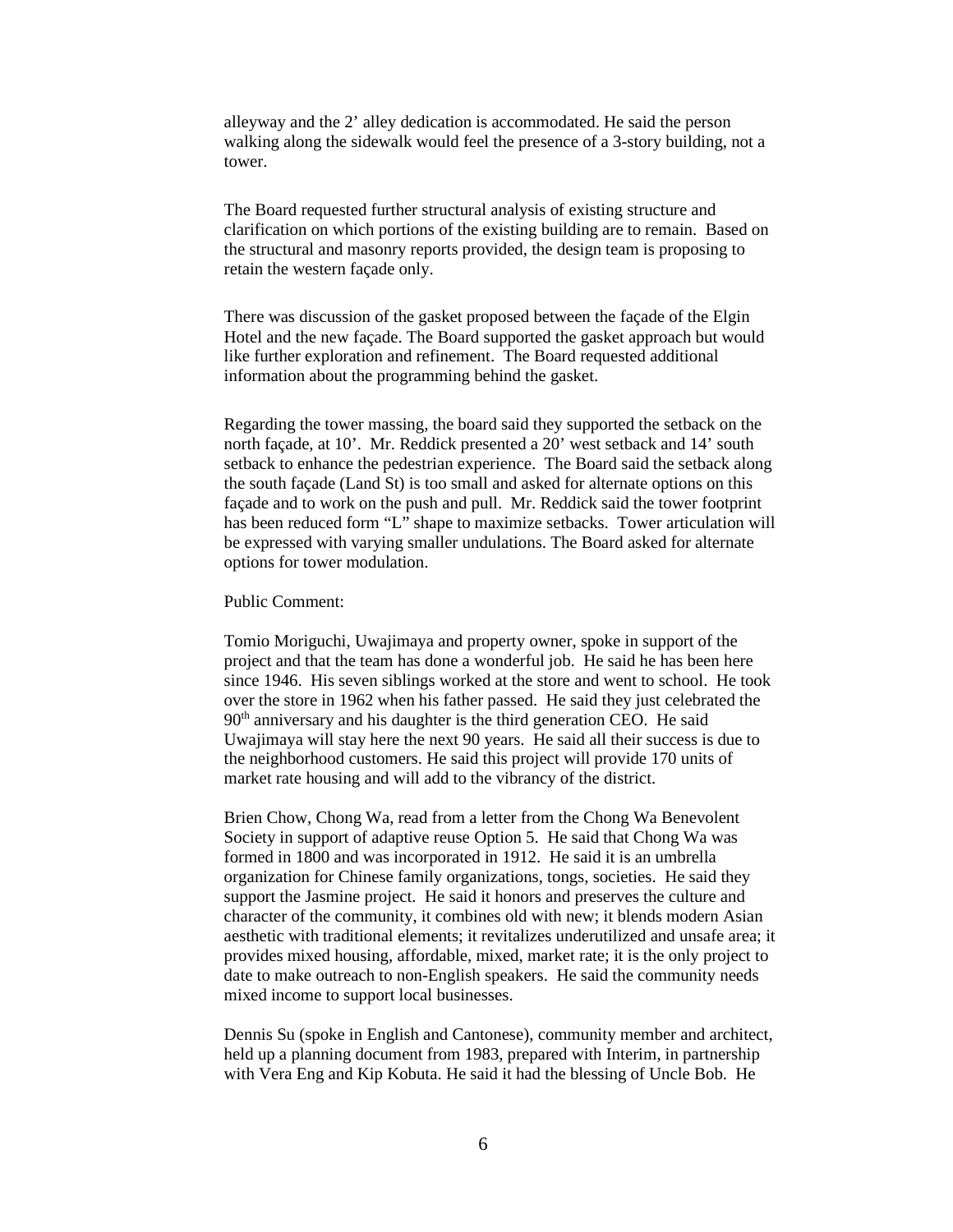alleyway and the 2' alley dedication is accommodated. He said the person walking along the sidewalk would feel the presence of a 3-story building, not a tower.

The Board requested further structural analysis of existing structure and clarification on which portions of the existing building are to remain. Based on the structural and masonry reports provided, the design team is proposing to retain the western façade only.

There was discussion of the gasket proposed between the façade of the Elgin Hotel and the new façade. The Board supported the gasket approach but would like further exploration and refinement. The Board requested additional information about the programming behind the gasket.

Regarding the tower massing, the board said they supported the setback on the north façade, at 10'. Mr. Reddick presented a 20' west setback and 14' south setback to enhance the pedestrian experience. The Board said the setback along the south façade (Land St) is too small and asked for alternate options on this façade and to work on the push and pull. Mr. Reddick said the tower footprint has been reduced form "L" shape to maximize setbacks. Tower articulation will be expressed with varying smaller undulations. The Board asked for alternate options for tower modulation.

Public Comment:

Tomio Moriguchi, Uwajimaya and property owner, spoke in support of the project and that the team has done a wonderful job. He said he has been here since 1946. His seven siblings worked at the store and went to school. He took over the store in 1962 when his father passed. He said they just celebrated the 90th anniversary and his daughter is the third generation CEO. He said Uwajimaya will stay here the next 90 years. He said all their success is due to the neighborhood customers. He said this project will provide 170 units of market rate housing and will add to the vibrancy of the district.

Brien Chow, Chong Wa, read from a letter from the Chong Wa Benevolent Society in support of adaptive reuse Option 5. He said that Chong Wa was formed in 1800 and was incorporated in 1912. He said it is an umbrella organization for Chinese family organizations, tongs, societies. He said they support the Jasmine project. He said it honors and preserves the culture and character of the community, it combines old with new; it blends modern Asian aesthetic with traditional elements; it revitalizes underutilized and unsafe area; it provides mixed housing, affordable, mixed, market rate; it is the only project to date to make outreach to non-English speakers. He said the community needs mixed income to support local businesses.

Dennis Su (spoke in English and Cantonese), community member and architect, held up a planning document from 1983, prepared with Interim, in partnership with Vera Eng and Kip Kobuta. He said it had the blessing of Uncle Bob. He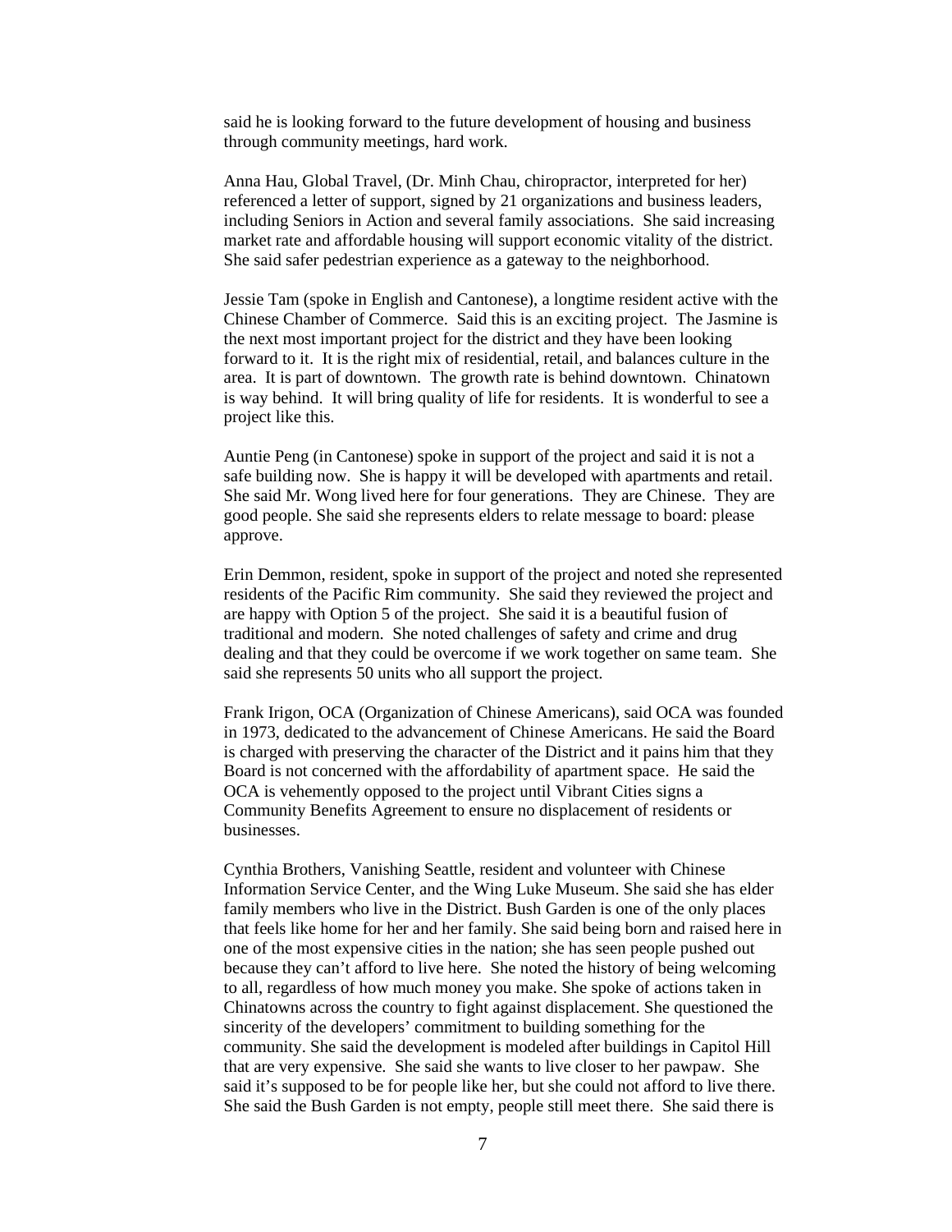said he is looking forward to the future development of housing and business through community meetings, hard work.

Anna Hau, Global Travel, (Dr. Minh Chau, chiropractor, interpreted for her) referenced a letter of support, signed by 21 organizations and business leaders, including Seniors in Action and several family associations. She said increasing market rate and affordable housing will support economic vitality of the district. She said safer pedestrian experience as a gateway to the neighborhood.

Jessie Tam (spoke in English and Cantonese), a longtime resident active with the Chinese Chamber of Commerce. Said this is an exciting project. The Jasmine is the next most important project for the district and they have been looking forward to it. It is the right mix of residential, retail, and balances culture in the area. It is part of downtown. The growth rate is behind downtown. Chinatown is way behind. It will bring quality of life for residents. It is wonderful to see a project like this.

Auntie Peng (in Cantonese) spoke in support of the project and said it is not a safe building now. She is happy it will be developed with apartments and retail. She said Mr. Wong lived here for four generations. They are Chinese. They are good people. She said she represents elders to relate message to board: please approve.

Erin Demmon, resident, spoke in support of the project and noted she represented residents of the Pacific Rim community. She said they reviewed the project and are happy with Option 5 of the project. She said it is a beautiful fusion of traditional and modern. She noted challenges of safety and crime and drug dealing and that they could be overcome if we work together on same team. She said she represents 50 units who all support the project.

Frank Irigon, OCA (Organization of Chinese Americans), said OCA was founded in 1973, dedicated to the advancement of Chinese Americans. He said the Board is charged with preserving the character of the District and it pains him that they Board is not concerned with the affordability of apartment space. He said the OCA is vehemently opposed to the project until Vibrant Cities signs a Community Benefits Agreement to ensure no displacement of residents or businesses.

Cynthia Brothers, Vanishing Seattle, resident and volunteer with Chinese Information Service Center, and the Wing Luke Museum. She said she has elder family members who live in the District. Bush Garden is one of the only places that feels like home for her and her family. She said being born and raised here in one of the most expensive cities in the nation; she has seen people pushed out because they can't afford to live here. She noted the history of being welcoming to all, regardless of how much money you make. She spoke of actions taken in Chinatowns across the country to fight against displacement. She questioned the sincerity of the developers' commitment to building something for the community. She said the development is modeled after buildings in Capitol Hill that are very expensive. She said she wants to live closer to her pawpaw. She said it's supposed to be for people like her, but she could not afford to live there. She said the Bush Garden is not empty, people still meet there. She said there is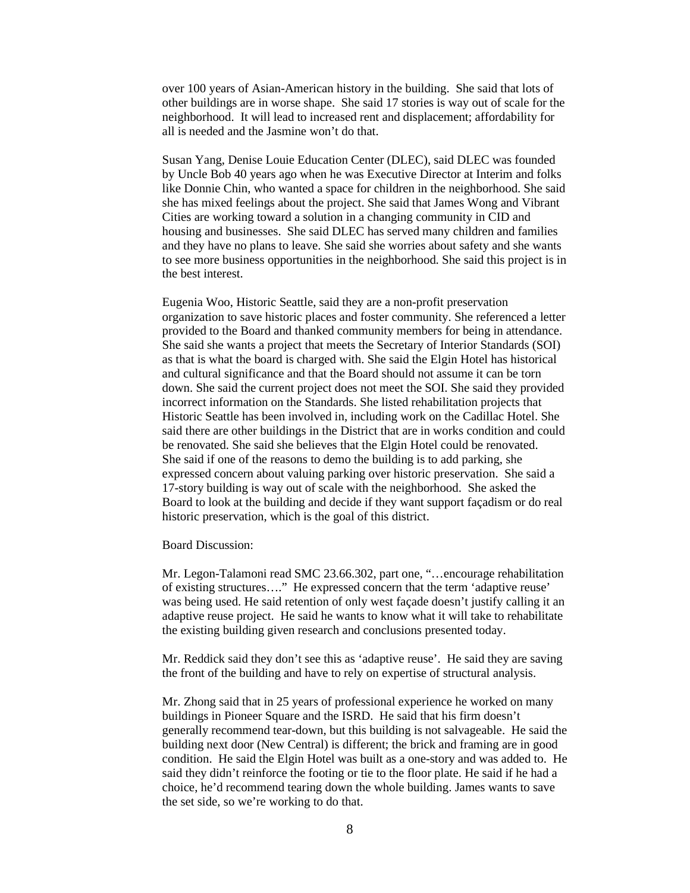over 100 years of Asian-American history in the building. She said that lots of other buildings are in worse shape. She said 17 stories is way out of scale for the neighborhood. It will lead to increased rent and displacement; affordability for all is needed and the Jasmine won't do that.

Susan Yang, Denise Louie Education Center (DLEC), said DLEC was founded by Uncle Bob 40 years ago when he was Executive Director at Interim and folks like Donnie Chin, who wanted a space for children in the neighborhood. She said she has mixed feelings about the project. She said that James Wong and Vibrant Cities are working toward a solution in a changing community in CID and housing and businesses. She said DLEC has served many children and families and they have no plans to leave. She said she worries about safety and she wants to see more business opportunities in the neighborhood. She said this project is in the best interest.

Eugenia Woo, Historic Seattle, said they are a non-profit preservation organization to save historic places and foster community. She referenced a letter provided to the Board and thanked community members for being in attendance. She said she wants a project that meets the Secretary of Interior Standards (SOI) as that is what the board is charged with. She said the Elgin Hotel has historical and cultural significance and that the Board should not assume it can be torn down. She said the current project does not meet the SOI. She said they provided incorrect information on the Standards. She listed rehabilitation projects that Historic Seattle has been involved in, including work on the Cadillac Hotel. She said there are other buildings in the District that are in works condition and could be renovated. She said she believes that the Elgin Hotel could be renovated. She said if one of the reasons to demo the building is to add parking, she expressed concern about valuing parking over historic preservation. She said a 17-story building is way out of scale with the neighborhood. She asked the Board to look at the building and decide if they want support façadism or do real historic preservation, which is the goal of this district.

Board Discussion:

Mr. Legon-Talamoni read SMC 23.66.302, part one, "…encourage rehabilitation of existing structures…." He expressed concern that the term 'adaptive reuse' was being used. He said retention of only west façade doesn't justify calling it an adaptive reuse project. He said he wants to know what it will take to rehabilitate the existing building given research and conclusions presented today.

Mr. Reddick said they don't see this as 'adaptive reuse'. He said they are saving the front of the building and have to rely on expertise of structural analysis.

Mr. Zhong said that in 25 years of professional experience he worked on many buildings in Pioneer Square and the ISRD. He said that his firm doesn't generally recommend tear-down, but this building is not salvageable. He said the building next door (New Central) is different; the brick and framing are in good condition. He said the Elgin Hotel was built as a one-story and was added to. He said they didn't reinforce the footing or tie to the floor plate. He said if he had a choice, he'd recommend tearing down the whole building. James wants to save the set side, so we're working to do that.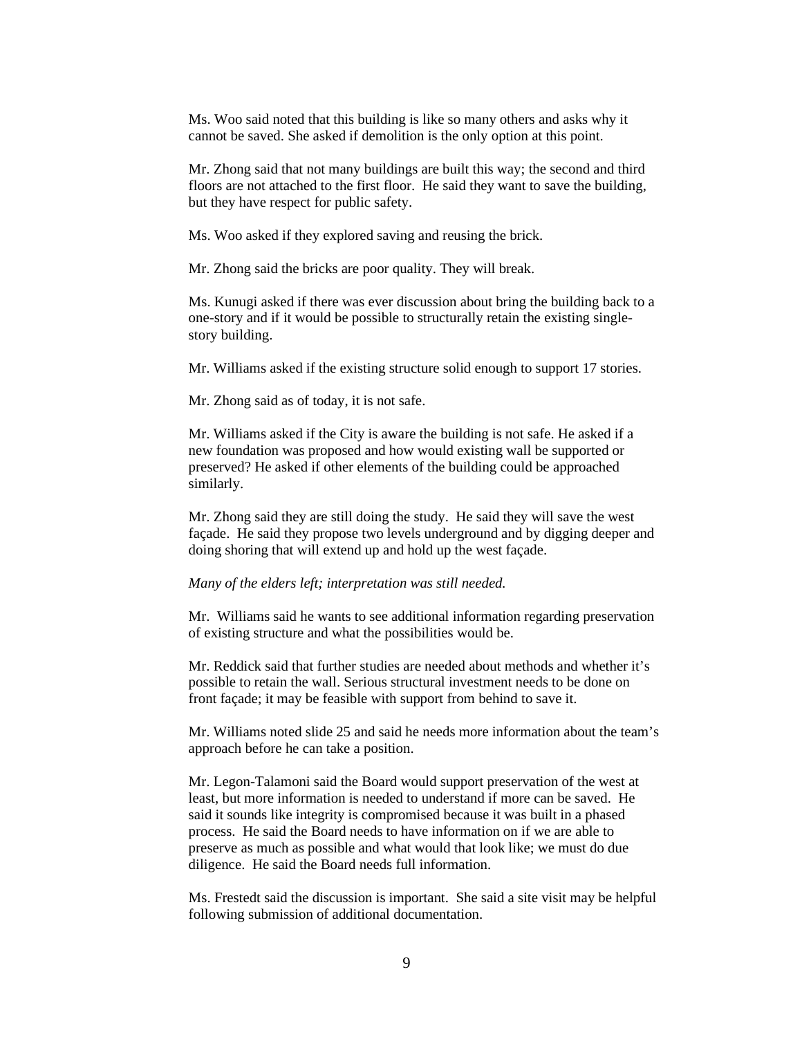Ms. Woo said noted that this building is like so many others and asks why it cannot be saved. She asked if demolition is the only option at this point.

Mr. Zhong said that not many buildings are built this way; the second and third floors are not attached to the first floor. He said they want to save the building, but they have respect for public safety.

Ms. Woo asked if they explored saving and reusing the brick.

Mr. Zhong said the bricks are poor quality. They will break.

Ms. Kunugi asked if there was ever discussion about bring the building back to a one-story and if it would be possible to structurally retain the existing single-story building.

Mr. Williams asked if the existing structure solid enough to support 17 stories.

Mr. Zhong said as of today, it is not safe.

Mr. Williams asked if the City is aware the building is not safe. He asked if a new foundation was proposed and how would existing wall be supported or preserved? He asked if other elements of the building could be approached similarly.

Mr. Zhong said they are still doing the study. He said they will save the west façade. He said they propose two levels underground and by digging deeper and doing shoring that will extend up and hold up the west façade.

*Many of the elders left; interpretation was still needed.*

Mr. Williams said he wants to see additional information regarding preservation of existing structure and what the possibilities would be.

Mr. Reddick said that further studies are needed about methods and whether it's possible to retain the wall. Serious structural investment needs to be done on front façade; it may be feasible with support from behind to save it.

Mr. Williams noted slide 25 and said he needs more information about the team's approach before he can take a position.

Mr. Legon-Talamoni said the Board would support preservation of the west at least, but more information is needed to understand if more can be saved. He said it sounds like integrity is compromised because it was built in a phased process. He said the Board needs to have information on if we are able to preserve as much as possible and what would that look like; we must do due diligence. He said the Board needs full information.

Ms. Frestedt said the discussion is important. She said a site visit may be helpful following submission of additional documentation.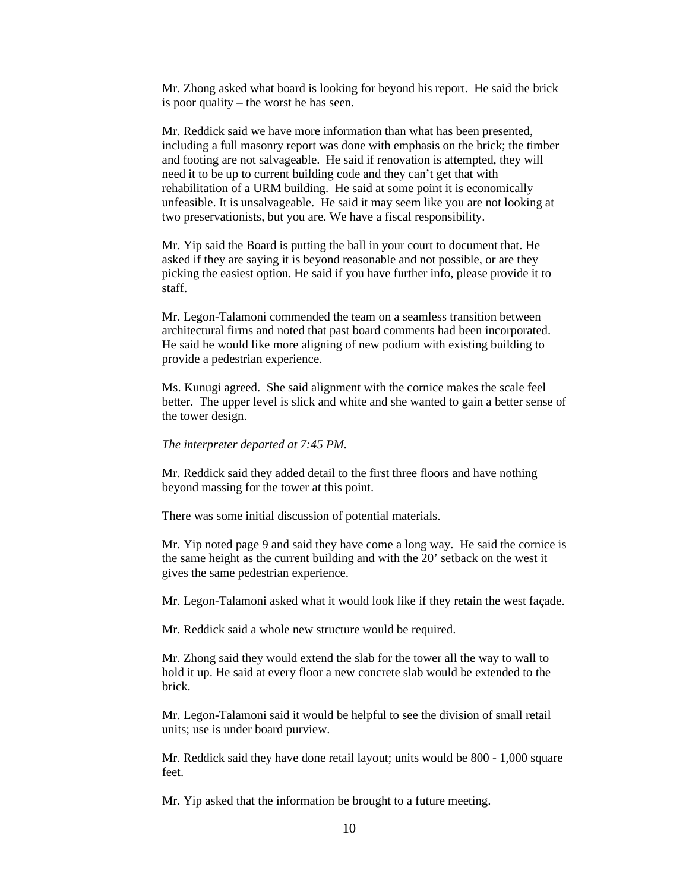Mr. Zhong asked what board is looking for beyond his report. He said the brick is poor quality – the worst he has seen.

Mr. Reddick said we have more information than what has been presented, including a full masonry report was done with emphasis on the brick; the timber and footing are not salvageable. He said if renovation is attempted, they will need it to be up to current building code and they can't get that with rehabilitation of a URM building. He said at some point it is economically unfeasible. It is unsalvageable. He said it may seem like you are not looking at two preservationists, but you are. We have a fiscal responsibility.

Mr. Yip said the Board is putting the ball in your court to document that. He asked if they are saying it is beyond reasonable and not possible, or are they picking the easiest option. He said if you have further info, please provide it to staff.

Mr. Legon-Talamoni commended the team on a seamless transition between architectural firms and noted that past board comments had been incorporated. He said he would like more aligning of new podium with existing building to provide a pedestrian experience.

Ms. Kunugi agreed. She said alignment with the cornice makes the scale feel better. The upper level is slick and white and she wanted to gain a better sense of the tower design.

*The interpreter departed at 7:45 PM.*

Mr. Reddick said they added detail to the first three floors and have nothing beyond massing for the tower at this point.

There was some initial discussion of potential materials.

Mr. Yip noted page 9 and said they have come a long way. He said the cornice is the same height as the current building and with the 20' setback on the west it gives the same pedestrian experience.

Mr. Legon-Talamoni asked what it would look like if they retain the west façade.

Mr. Reddick said a whole new structure would be required.

Mr. Zhong said they would extend the slab for the tower all the way to wall to hold it up. He said at every floor a new concrete slab would be extended to the brick.

Mr. Legon-Talamoni said it would be helpful to see the division of small retail units; use is under board purview.

Mr. Reddick said they have done retail layout; units would be 800 - 1,000 square feet.

Mr. Yip asked that the information be brought to a future meeting.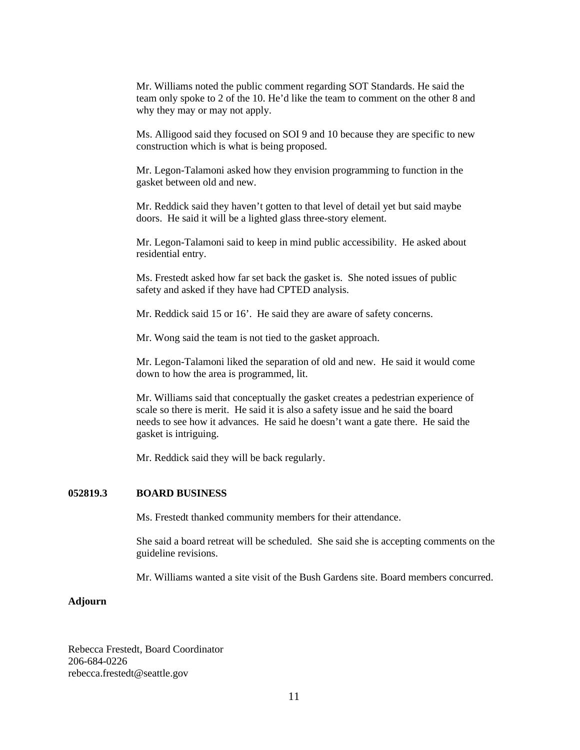Mr. Williams noted the public comment regarding SOT Standards. He said the team only spoke to 2 of the 10. He'd like the team to comment on the other 8 and why they may or may not apply.

Ms. Alligood said they focused on SOI 9 and 10 because they are specific to new construction which is what is being proposed.

Mr. Legon-Talamoni asked how they envision programming to function in the gasket between old and new.

Mr. Reddick said they haven't gotten to that level of detail yet but said maybe doors. He said it will be a lighted glass three-story element.

Mr. Legon-Talamoni said to keep in mind public accessibility. He asked about residential entry.

Ms. Frestedt asked how far set back the gasket is. She noted issues of public safety and asked if they have had CPTED analysis.

Mr. Reddick said 15 or 16'. He said they are aware of safety concerns.

Mr. Wong said the team is not tied to the gasket approach.

Mr. Legon-Talamoni liked the separation of old and new. He said it would come down to how the area is programmed, lit.

Mr. Williams said that conceptually the gasket creates a pedestrian experience of scale so there is merit. He said it is also a safety issue and he said the board needs to see how it advances. He said he doesn't want a gate there. He said the gasket is intriguing.

Mr. Reddick said they will be back regularly.

**052819.3 BOARD BUSINESS**

Ms. Frestedt thanked community members for their attendance.

She said a board retreat will be scheduled. She said she is accepting comments on the guideline revisions.

Mr. Williams wanted a site visit of the Bush Gardens site. Board members concurred.

**Adjourn**

Rebecca Frestedt, Board Coordinator
206-684-0226
rebecca.frestedt@seattle.gov